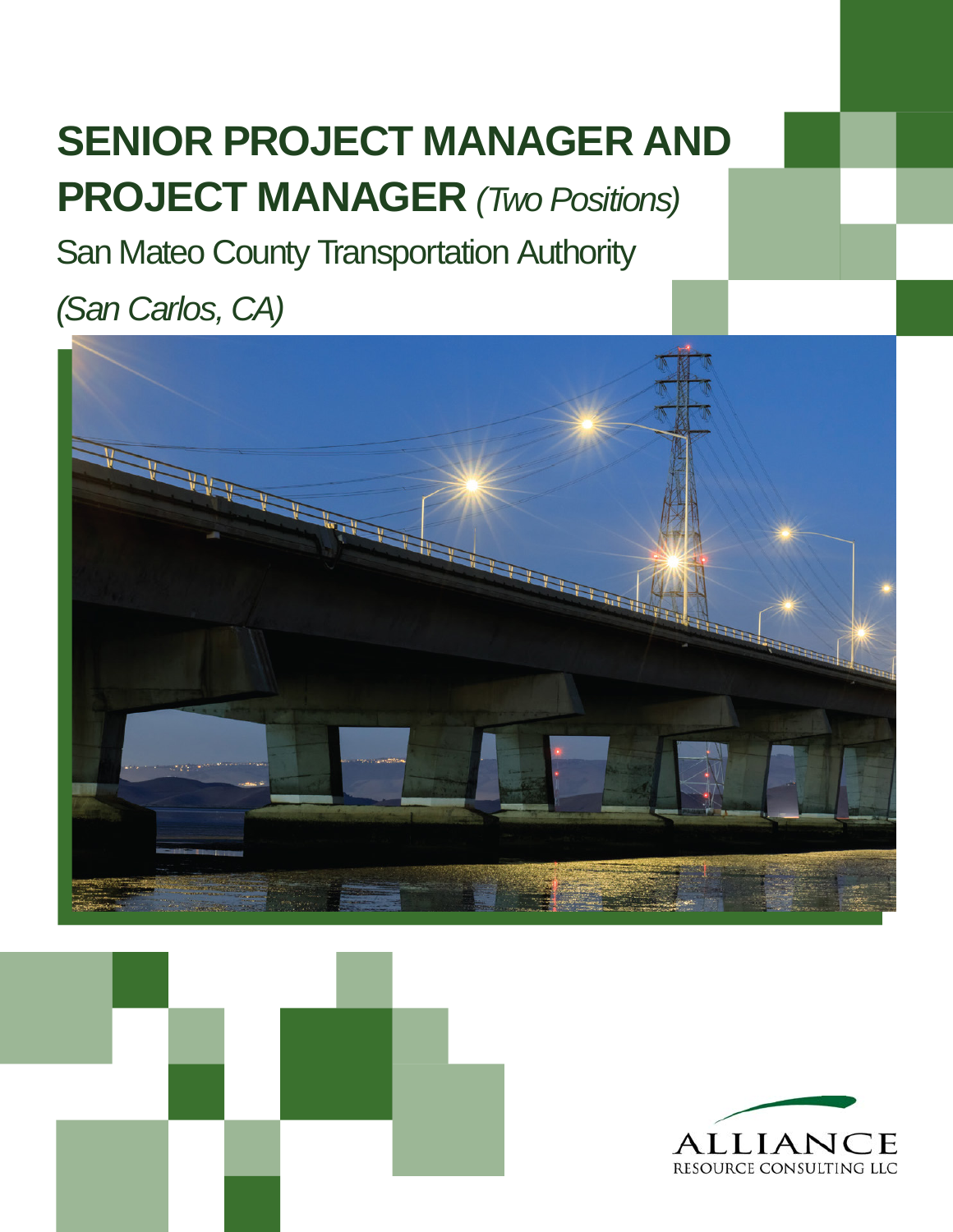# SENIOR PROJECT MANAGER AND PROJECT MANAGER *(Two Positions)*

San Mateo County Transportation Authority

*(San Carlos, CA)*

ALLIANCE
RESOURCE CONSULTING LLC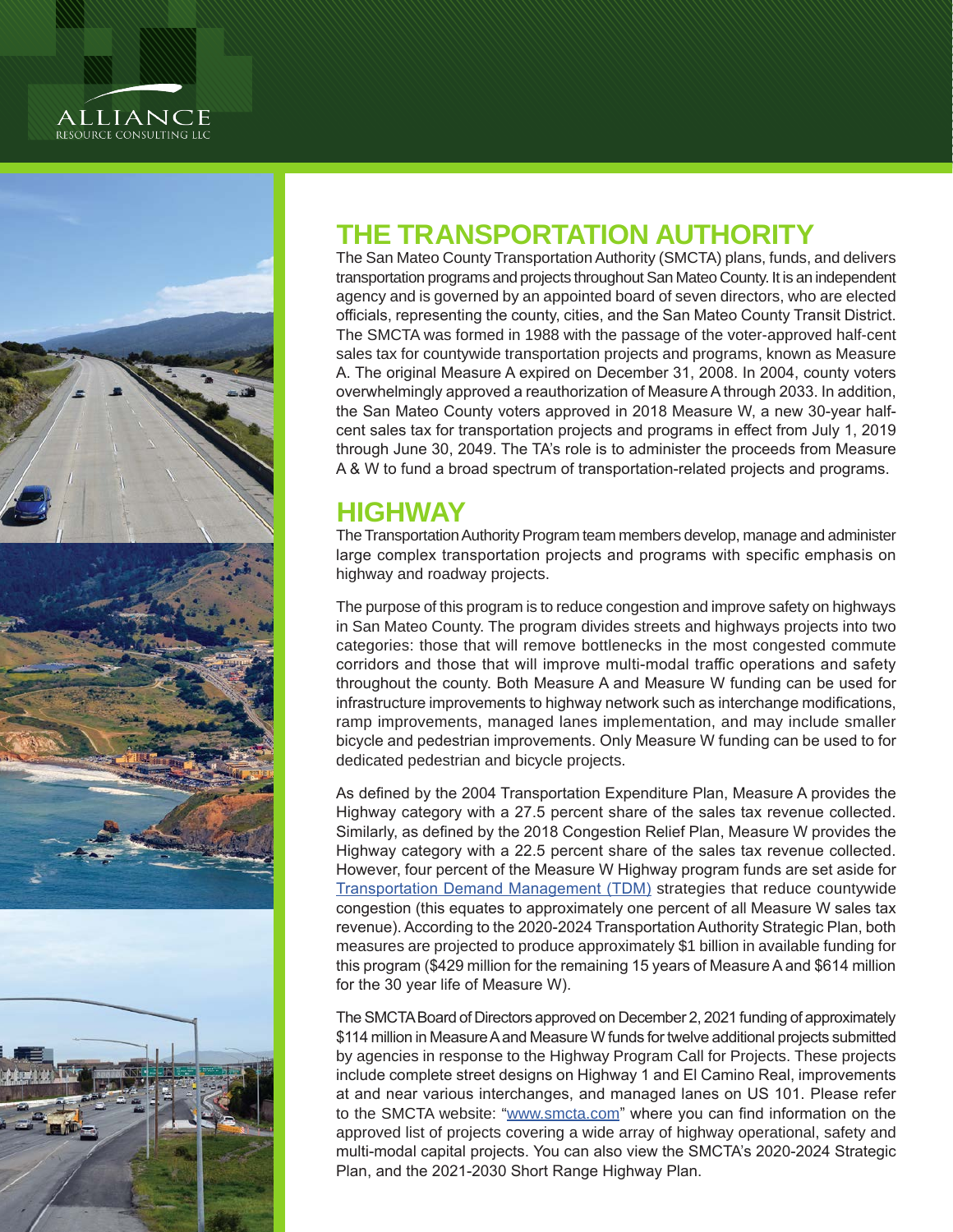# THE TRANSPORTATION AUTHORITY

The San Mateo County Transportation Authority (SMCTA) plans, funds, and delivers transportation programs and projects throughout San Mateo County. It is an independent agency and is governed by an appointed board of seven directors, who are elected officials, representing the county, cities, and the San Mateo County Transit District. The SMCTA was formed in 1988 with the passage of the voter-approved half-cent sales tax for countywide transportation projects and programs, known as Measure A. The original Measure A expired on December 31, 2008. In 2004, county voters overwhelmingly approved a reauthorization of Measure A through 2033. In addition, the San Mateo County voters approved in 2018 Measure W, a new 30-year half-cent sales tax for transportation projects and programs in effect from July 1, 2019 through June 30, 2049. The TA's role is to administer the proceeds from Measure A & W to fund a broad spectrum of transportation-related projects and programs.

# HIGHWAY

The Transportation Authority Program team members develop, manage and administer large complex transportation projects and programs with specific emphasis on highway and roadway projects.

The purpose of this program is to reduce congestion and improve safety on highways in San Mateo County. The program divides streets and highways projects into two categories: those that will remove bottlenecks in the most congested commute corridors and those that will improve multi-modal traffic operations and safety throughout the county. Both Measure A and Measure W funding can be used for infrastructure improvements to highway network such as interchange modifications, ramp improvements, managed lanes implementation, and may include smaller bicycle and pedestrian improvements. Only Measure W funding can be used to for dedicated pedestrian and bicycle projects.

As defined by the 2004 Transportation Expenditure Plan, Measure A provides the Highway category with a 27.5 percent share of the sales tax revenue collected. Similarly, as defined by the 2018 Congestion Relief Plan, Measure W provides the Highway category with a 22.5 percent share of the sales tax revenue collected. However, four percent of the Measure W Highway program funds are set aside for Transportation Demand Management (TDM) strategies that reduce countywide congestion (this equates to approximately one percent of all Measure W sales tax revenue). According to the 2020-2024 Transportation Authority Strategic Plan, both measures are projected to produce approximately $1 billion in available funding for this program ($429 million for the remaining 15 years of Measure A and $614 million for the 30 year life of Measure W).

The SMCTA Board of Directors approved on December 2, 2021 funding of approximately $114 million in Measure A and Measure W funds for twelve additional projects submitted by agencies in response to the Highway Program Call for Projects. These projects include complete street designs on Highway 1 and El Camino Real, improvements at and near various interchanges, and managed lanes on US 101. Please refer to the SMCTA website: "www.smcta.com" where you can find information on the approved list of projects covering a wide array of highway operational, safety and multi-modal capital projects. You can also view the SMCTA's 2020-2024 Strategic Plan, and the 2021-2030 Short Range Highway Plan.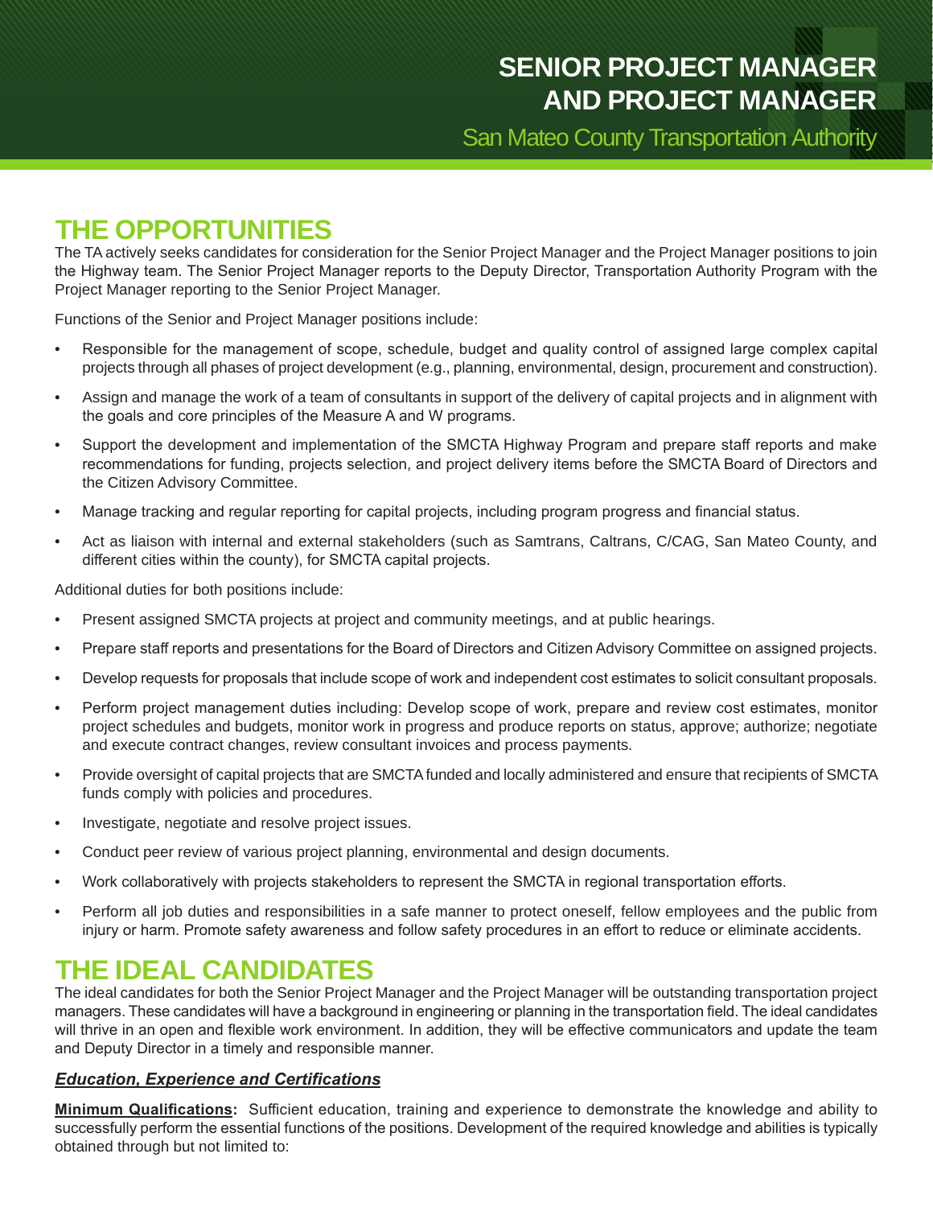# SENIOR PROJECT MANAGER AND PROJECT MANAGER

San Mateo County Transportation Authority

## THE OPPORTUNITIES

The TA actively seeks candidates for consideration for the Senior Project Manager and the Project Manager positions to join the Highway team. The Senior Project Manager reports to the Deputy Director, Transportation Authority Program with the Project Manager reporting to the Senior Project Manager.

Functions of the Senior and Project Manager positions include:

- Responsible for the management of scope, schedule, budget and quality control of assigned large complex capital projects through all phases of project development (e.g., planning, environmental, design, procurement and construction).
- Assign and manage the work of a team of consultants in support of the delivery of capital projects and in alignment with the goals and core principles of the Measure A and W programs.
- Support the development and implementation of the SMCTA Highway Program and prepare staff reports and make recommendations for funding, projects selection, and project delivery items before the SMCTA Board of Directors and the Citizen Advisory Committee.
- Manage tracking and regular reporting for capital projects, including program progress and financial status.
- Act as liaison with internal and external stakeholders (such as Samtrans, Caltrans, C/CAG, San Mateo County, and different cities within the county), for SMCTA capital projects.

Additional duties for both positions include:

- Present assigned SMCTA projects at project and community meetings, and at public hearings.
- Prepare staff reports and presentations for the Board of Directors and Citizen Advisory Committee on assigned projects.
- Develop requests for proposals that include scope of work and independent cost estimates to solicit consultant proposals.
- Perform project management duties including: Develop scope of work, prepare and review cost estimates, monitor project schedules and budgets, monitor work in progress and produce reports on status, approve; authorize; negotiate and execute contract changes, review consultant invoices and process payments.
- Provide oversight of capital projects that are SMCTA funded and locally administered and ensure that recipients of SMCTA funds comply with policies and procedures.
- Investigate, negotiate and resolve project issues.
- Conduct peer review of various project planning, environmental and design documents.
- Work collaboratively with projects stakeholders to represent the SMCTA in regional transportation efforts.
- Perform all job duties and responsibilities in a safe manner to protect oneself, fellow employees and the public from injury or harm. Promote safety awareness and follow safety procedures in an effort to reduce or eliminate accidents.

## THE IDEAL CANDIDATES

The ideal candidates for both the Senior Project Manager and the Project Manager will be outstanding transportation project managers. These candidates will have a background in engineering or planning in the transportation field. The ideal candidates will thrive in an open and flexible work environment. In addition, they will be effective communicators and update the team and Deputy Director in a timely and responsible manner.

### ***Education, Experience and Certifications***

**Minimum Qualifications:** Sufficient education, training and experience to demonstrate the knowledge and ability to successfully perform the essential functions of the positions. Development of the required knowledge and abilities is typically obtained through but not limited to: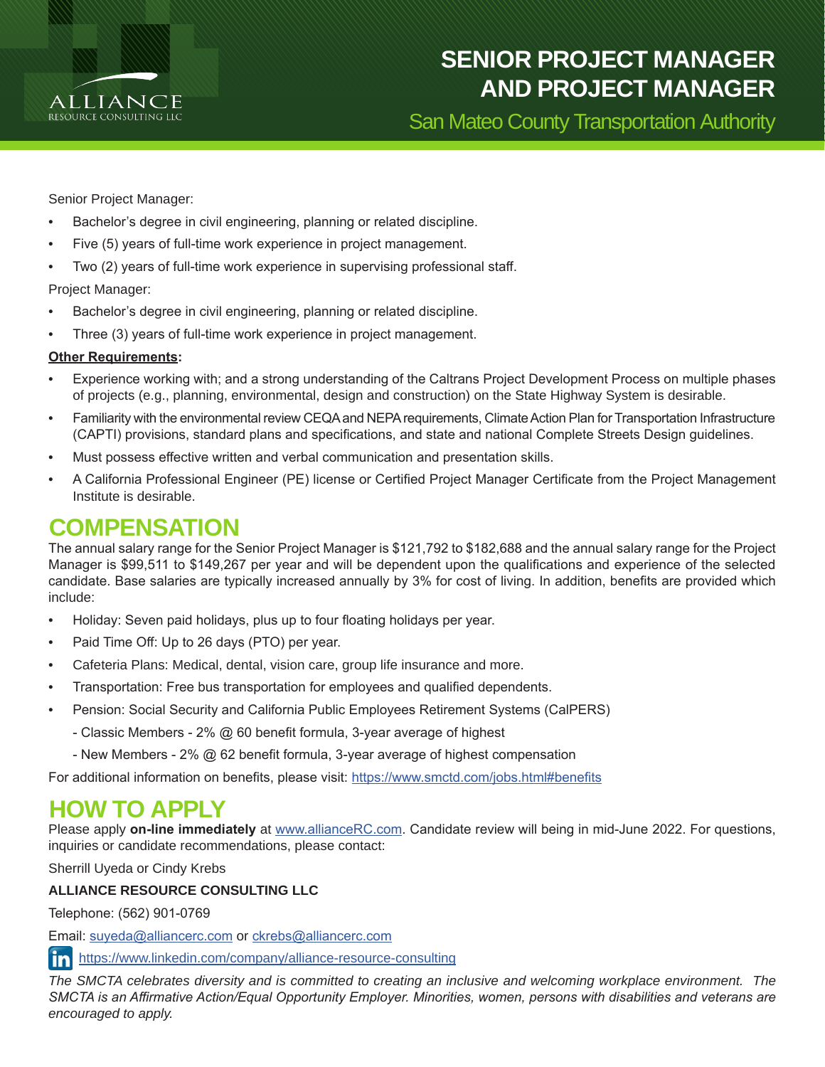# SENIOR PROJECT MANAGER AND PROJECT MANAGER

## San Mateo County Transportation Authority

Senior Project Manager:

- Bachelor's degree in civil engineering, planning or related discipline.
- Five (5) years of full-time work experience in project management.
- Two (2) years of full-time work experience in supervising professional staff.

Project Manager:

- Bachelor's degree in civil engineering, planning or related discipline.
- Three (3) years of full-time work experience in project management.

**Other Requirements:**

- Experience working with; and a strong understanding of the Caltrans Project Development Process on multiple phases of projects (e.g., planning, environmental, design and construction) on the State Highway System is desirable.
- Familiarity with the environmental review CEQA and NEPA requirements, Climate Action Plan for Transportation Infrastructure (CAPTI) provisions, standard plans and specifications, and state and national Complete Streets Design guidelines.
- Must possess effective written and verbal communication and presentation skills.
- A California Professional Engineer (PE) license or Certified Project Manager Certificate from the Project Management Institute is desirable.

## COMPENSATION

The annual salary range for the Senior Project Manager is $121,792 to $182,688 and the annual salary range for the Project Manager is $99,511 to $149,267 per year and will be dependent upon the qualifications and experience of the selected candidate. Base salaries are typically increased annually by 3% for cost of living. In addition, benefits are provided which include:

- Holiday: Seven paid holidays, plus up to four floating holidays per year.
- Paid Time Off: Up to 26 days (PTO) per year.
- Cafeteria Plans: Medical, dental, vision care, group life insurance and more.
- Transportation: Free bus transportation for employees and qualified dependents.
- Pension: Social Security and California Public Employees Retirement Systems (CalPERS)
  - Classic Members - 2% @ 60 benefit formula, 3-year average of highest
  - New Members - 2% @ 62 benefit formula, 3-year average of highest compensation

For additional information on benefits, please visit: https://www.smctd.com/jobs.html#benefits

## HOW TO APPLY

Please apply **on-line immediately** at www.allianceRC.com. Candidate review will being in mid-June 2022. For questions, inquiries or candidate recommendations, please contact:

Sherrill Uyeda or Cindy Krebs

**ALLIANCE RESOURCE CONSULTING LLC**

Telephone: (562) 901-0769

Email: suyeda@alliancerc.com or ckrebs@alliancerc.com

https://www.linkedin.com/company/alliance-resource-consulting

*The SMCTA celebrates diversity and is committed to creating an inclusive and welcoming workplace environment. The SMCTA is an Affirmative Action/Equal Opportunity Employer. Minorities, women, persons with disabilities and veterans are encouraged to apply.*